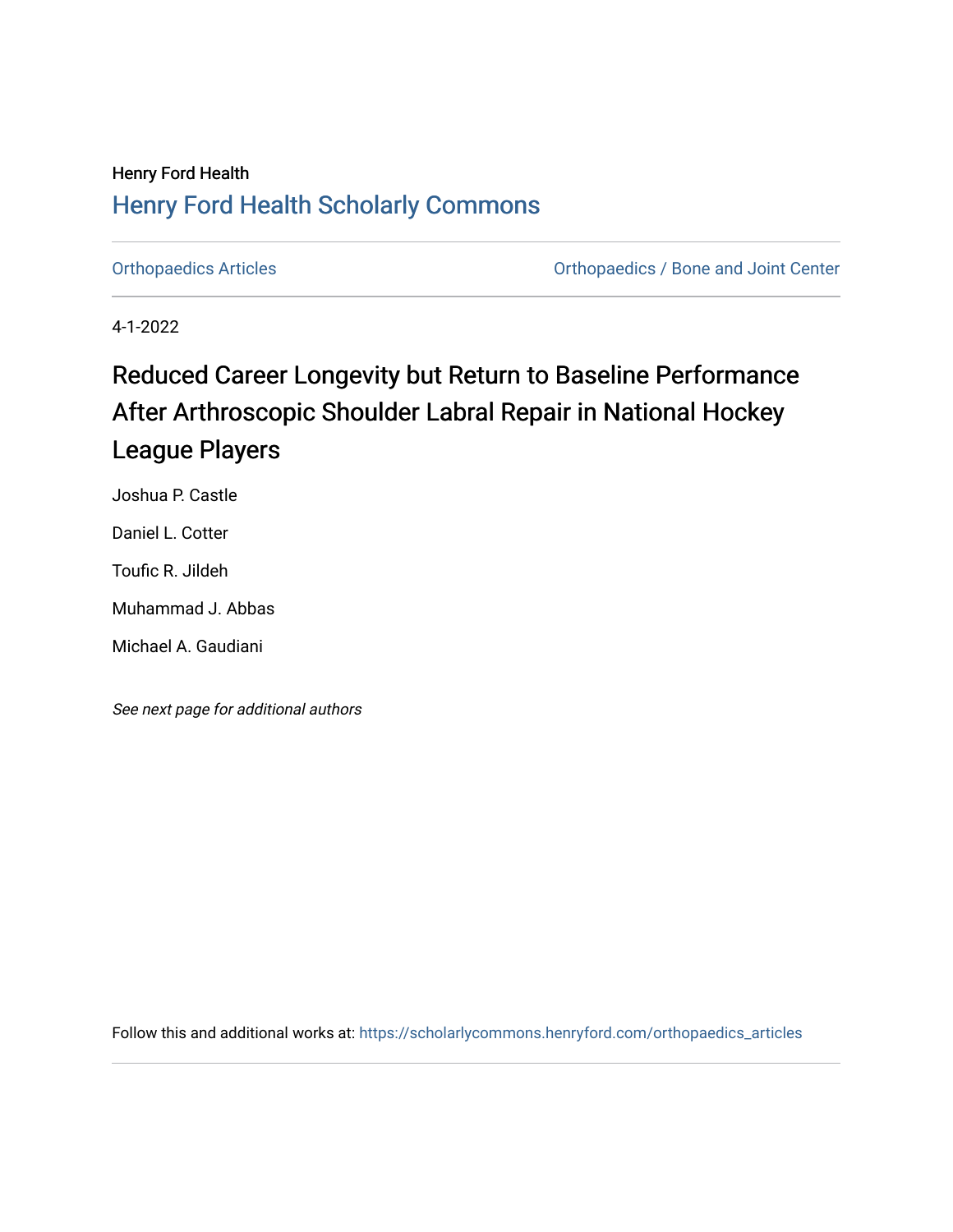Henry Ford Health

## Henry Ford Health Scholarly Commons

Orthopaedics Articles | Orthopaedics / Bone and Joint Center

4-1-2022

# Reduced Career Longevity but Return to Baseline Performance After Arthroscopic Shoulder Labral Repair in National Hockey League Players

Joshua P. Castle

Daniel L. Cotter

Toufic R. Jildeh

Muhammad J. Abbas

Michael A. Gaudiani

*See next page for additional authors*

Follow this and additional works at: https://scholarlycommons.henryford.com/orthopaedics_articles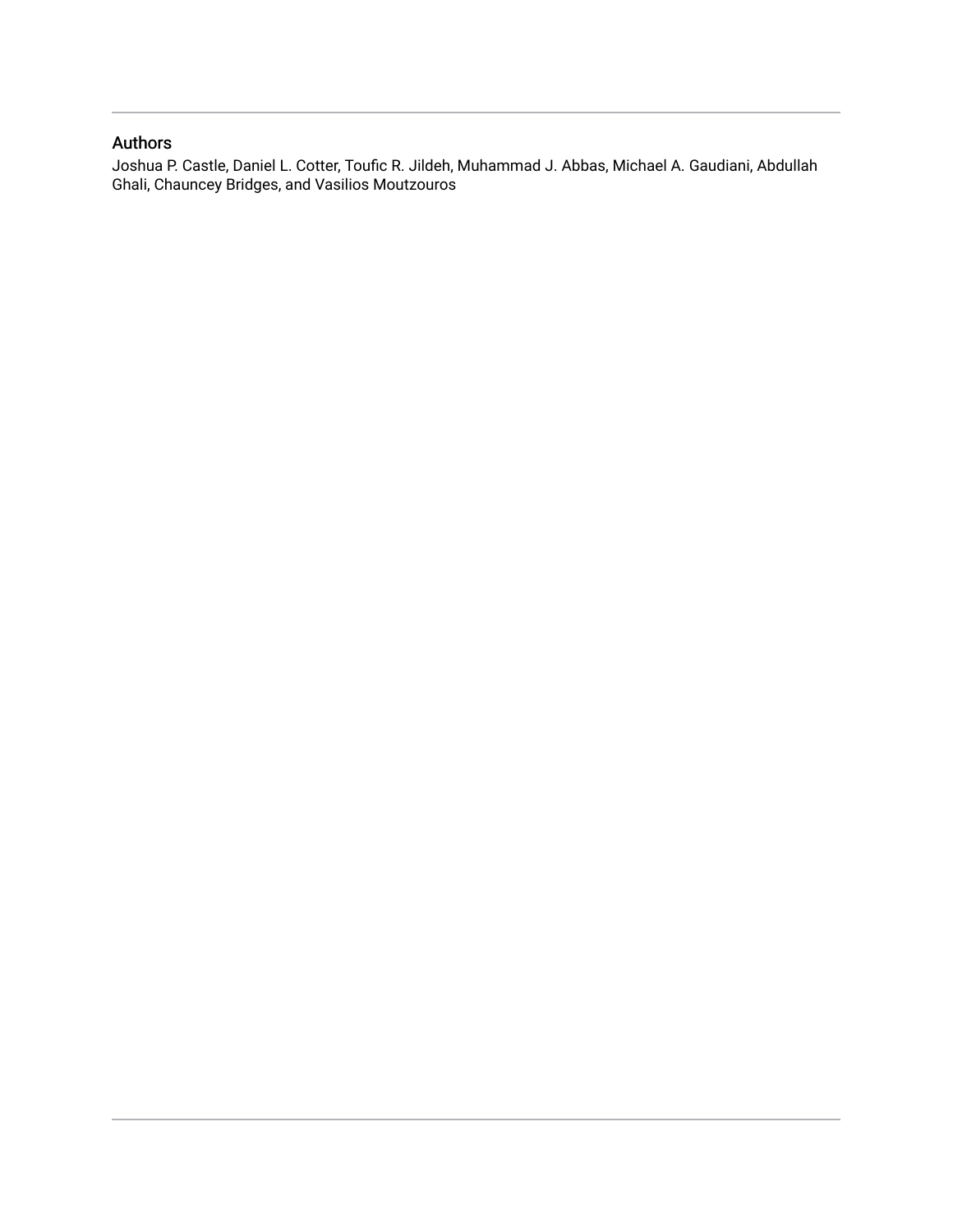## Authors

Joshua P. Castle, Daniel L. Cotter, Toufic R. Jildeh, Muhammad J. Abbas, Michael A. Gaudiani, Abdullah Ghali, Chauncey Bridges, and Vasilios Moutzouros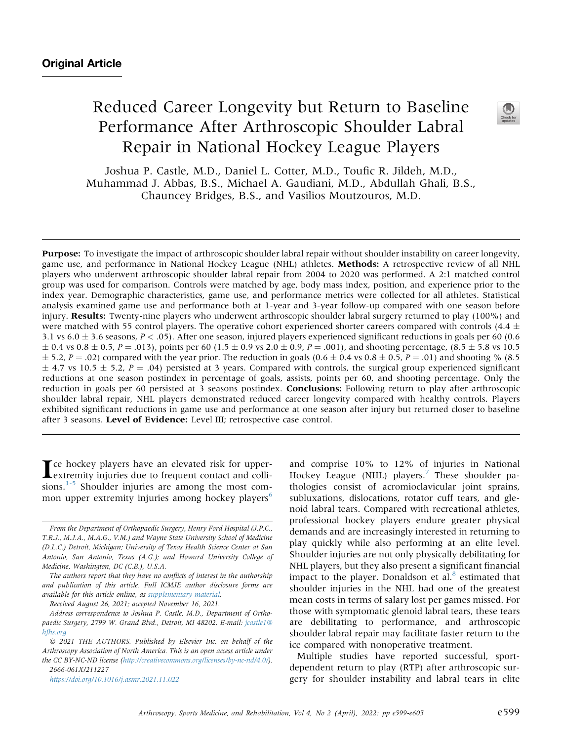Original Article

# Reduced Career Longevity but Return to Baseline Performance After Arthroscopic Shoulder Labral Repair in National Hockey League Players

Joshua P. Castle, M.D., Daniel L. Cotter, M.D., Toufic R. Jildeh, M.D., Muhammad J. Abbas, B.S., Michael A. Gaudiani, M.D., Abdullah Ghali, B.S., Chauncey Bridges, B.S., and Vasilios Moutzouros, M.D.

**Purpose:** To investigate the impact of arthroscopic shoulder labral repair without shoulder instability on career longevity, game use, and performance in National Hockey League (NHL) athletes. **Methods:** A retrospective review of all NHL players who underwent arthroscopic shoulder labral repair from 2004 to 2020 was performed. A 2:1 matched control group was used for comparison. Controls were matched by age, body mass index, position, and experience prior to the index year. Demographic characteristics, game use, and performance metrics were collected for all athletes. Statistical analysis examined game use and performance both at 1-year and 3-year follow-up compared with one season before injury. **Results:** Twenty-nine players who underwent arthroscopic shoulder labral surgery returned to play (100%) and were matched with 55 control players. The operative cohort experienced shorter careers compared with controls (4.4 $\pm$ 3.1 vs 6.0 $\pm$ 3.6 seasons, $P < .05$). After one season, injured players experienced significant reductions in goals per 60 (0.6 $\pm$ 0.4 vs 0.8 $\pm$ 0.5, $P = .013$), points per 60 (1.5 $\pm$ 0.9 vs 2.0 $\pm$ 0.9, $P = .001$), and shooting percentage, (8.5 $\pm$ 5.8 vs 10.5 $\pm$ 5.2, $P = .02$) compared with the year prior. The reduction in goals (0.6 $\pm$ 0.4 vs 0.8 $\pm$ 0.5, $P = .01$) and shooting % (8.5 $\pm$ 4.7 vs 10.5 $\pm$ 5.2, $P = .04$) persisted at 3 years. Compared with controls, the surgical group experienced significant reductions at one season postindex in percentage of goals, assists, points per 60, and shooting percentage. Only the reduction in goals per 60 persisted at 3 seasons postindex. **Conclusions:** Following return to play after arthroscopic shoulder labral repair, NHL players demonstrated reduced career longevity compared with healthy controls. Players exhibited significant reductions in game use and performance at one season after injury but returned closer to baseline after 3 seasons. **Level of Evidence:** Level III; retrospective case control.

Ice hockey players have an elevated risk for upper-extremity injuries due to frequent contact and collisions.[1-5] Shoulder injuries are among the most common upper extremity injuries among hockey players[6] and comprise 10% to 12% of injuries in National Hockey League (NHL) players.[7] These shoulder pathologies consist of acromioclavicular joint sprains, subluxations, dislocations, rotator cuff tears, and glenoid labral tears. Compared with recreational athletes, professional hockey players endure greater physical demands and are increasingly interested in returning to play quickly while also performing at an elite level. Shoulder injuries are not only physically debilitating for NHL players, but they also present a significant financial impact to the player. Donaldson et al.[8] estimated that shoulder injuries in the NHL had one of the greatest mean costs in terms of salary lost per games missed. For those with symptomatic glenoid labral tears, these tears are debilitating to performance, and arthroscopic shoulder labral repair may facilitate faster return to the ice compared with nonoperative treatment.

Multiple studies have reported successful, sport-dependent return to play (RTP) after arthroscopic surgery for shoulder instability and labral tears in elite

*From the Department of Orthopaedic Surgery, Henry Ford Hospital (J.P.C., T.R.J., M.J.A., M.A.G., V.M.) and Wayne State University School of Medicine (D.L.C.) Detroit, Michigan; University of Texas Health Science Center at San Antonio, San Antonio, Texas (A.G.); and Howard University College of Medicine, Washington, DC (C.B.), U.S.A.*

*The authors report that they have no conflicts of interest in the authorship and publication of this article. Full ICMJE author disclosure forms are available for this article online, as supplementary material.*

*Received August 26, 2021; accepted November 16, 2021.*

*Address correspondence to Joshua P. Castle, M.D., Department of Orthopaedic Surgery, 2799 W. Grand Blvd., Detroit, MI 48202. E-mail: jcastle1@hfhs.org*

*© 2021 THE AUTHORS. Published by Elsevier Inc. on behalf of the Arthroscopy Association of North America. This is an open access article under the CC BY-NC-ND license (http://creativecommons.org/licenses/by-nc-nd/4.0/).*

2666-061X/211227

https://doi.org/10.1016/j.asmr.2021.11.022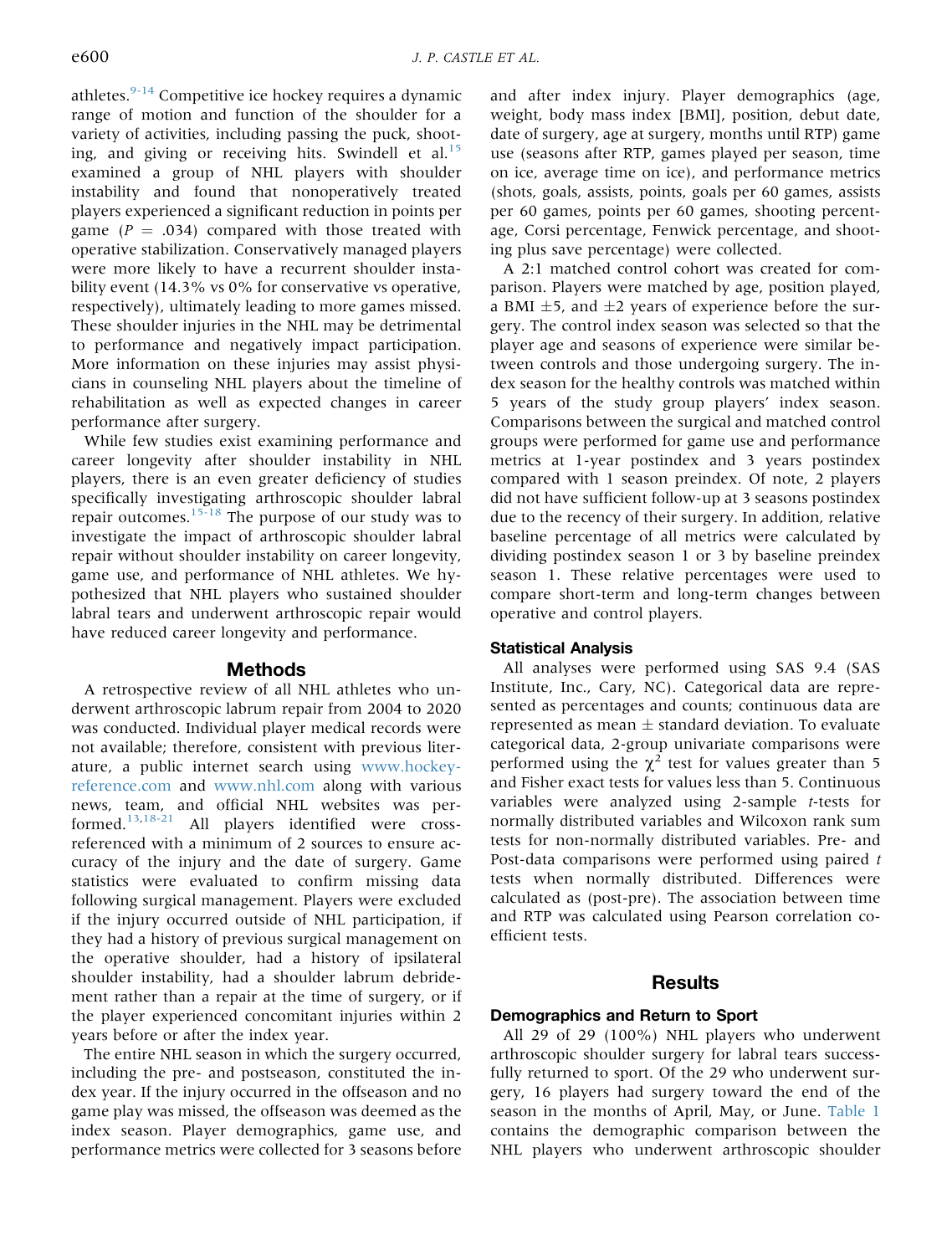athletes.[9-14] Competitive ice hockey requires a dynamic range of motion and function of the shoulder for a variety of activities, including passing the puck, shooting, and giving or receiving hits. Swindell et al.[15] examined a group of NHL players with shoulder instability and found that nonoperatively treated players experienced a significant reduction in points per game ($P$ = .034) compared with those treated with operative stabilization. Conservatively managed players were more likely to have a recurrent shoulder instability event (14.3% vs 0% for conservative vs operative, respectively), ultimately leading to more games missed. These shoulder injuries in the NHL may be detrimental to performance and negatively impact participation. More information on these injuries may assist physicians in counseling NHL players about the timeline of rehabilitation as well as expected changes in career performance after surgery.

While few studies exist examining performance and career longevity after shoulder instability in NHL players, there is an even greater deficiency of studies specifically investigating arthroscopic shoulder labral repair outcomes.[15-18] The purpose of our study was to investigate the impact of arthroscopic shoulder labral repair without shoulder instability on career longevity, game use, and performance of NHL athletes. We hypothesized that NHL players who sustained shoulder labral tears and underwent arthroscopic repair would have reduced career longevity and performance.

## Methods

A retrospective review of all NHL athletes who underwent arthroscopic labrum repair from 2004 to 2020 was conducted. Individual player medical records were not available; therefore, consistent with previous literature, a public internet search using www.hockey-reference.com and www.nhl.com along with various news, team, and official NHL websites was performed.[13,18-21] All players identified were cross-referenced with a minimum of 2 sources to ensure accuracy of the injury and the date of surgery. Game statistics were evaluated to confirm missing data following surgical management. Players were excluded if the injury occurred outside of NHL participation, if they had a history of previous surgical management on the operative shoulder, had a history of ipsilateral shoulder instability, had a shoulder labrum debridement rather than a repair at the time of surgery, or if the player experienced concomitant injuries within 2 years before or after the index year.

The entire NHL season in which the surgery occurred, including the pre- and postseason, constituted the index year. If the injury occurred in the offseason and no game play was missed, the offseason was deemed as the index season. Player demographics, game use, and performance metrics were collected for 3 seasons before and after index injury. Player demographics (age, weight, body mass index [BMI], position, debut date, date of surgery, age at surgery, months until RTP) game use (seasons after RTP, games played per season, time on ice, average time on ice), and performance metrics (shots, goals, assists, points, goals per 60 games, assists per 60 games, points per 60 games, shooting percentage, Corsi percentage, Fenwick percentage, and shooting plus save percentage) were collected.

A 2:1 matched control cohort was created for comparison. Players were matched by age, position played, a BMI ±5, and ±2 years of experience before the surgery. The control index season was selected so that the player age and seasons of experience were similar between controls and those undergoing surgery. The index season for the healthy controls was matched within 5 years of the study group players' index season. Comparisons between the surgical and matched control groups were performed for game use and performance metrics at 1-year postindex and 3 years postindex compared with 1 season preindex. Of note, 2 players did not have sufficient follow-up at 3 seasons postindex due to the recency of their surgery. In addition, relative baseline percentage of all metrics were calculated by dividing postindex season 1 or 3 by baseline preindex season 1. These relative percentages were used to compare short-term and long-term changes between operative and control players.

### Statistical Analysis

All analyses were performed using SAS 9.4 (SAS Institute, Inc., Cary, NC). Categorical data are represented as percentages and counts; continuous data are represented as mean ± standard deviation. To evaluate categorical data, 2-group univariate comparisons were performed using the $\chi^2$ test for values greater than 5 and Fisher exact tests for values less than 5. Continuous variables were analyzed using 2-sample $t$-tests for normally distributed variables and Wilcoxon rank sum tests for non-normally distributed variables. Pre- and Post-data comparisons were performed using paired $t$ tests when normally distributed. Differences were calculated as (post-pre). The association between time and RTP was calculated using Pearson correlation coefficient tests.

## Results

### Demographics and Return to Sport

All 29 of 29 (100%) NHL players who underwent arthroscopic shoulder surgery for labral tears successfully returned to sport. Of the 29 who underwent surgery, 16 players had surgery toward the end of the season in the months of April, May, or June. Table 1 contains the demographic comparison between the NHL players who underwent arthroscopic shoulder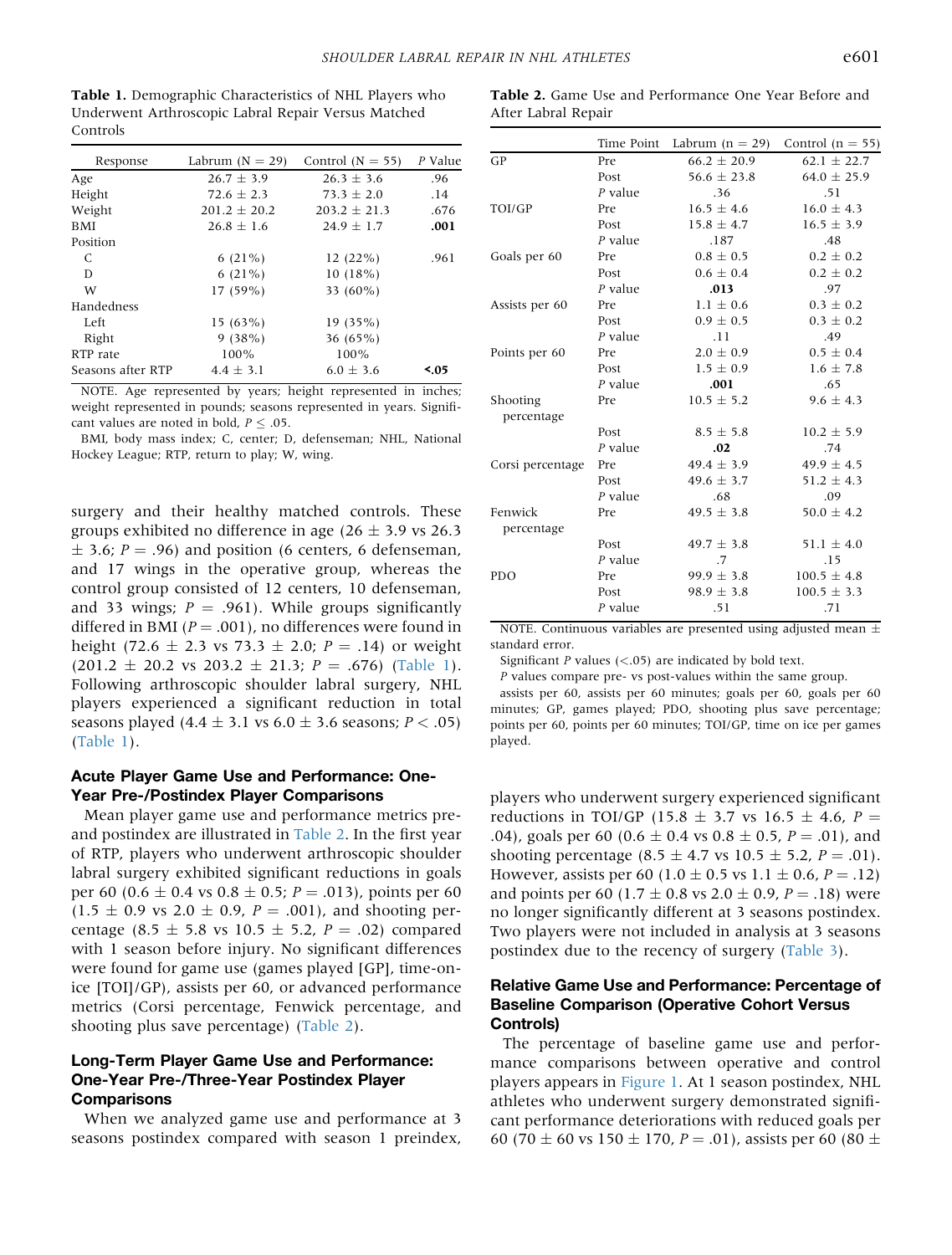**Table 1.** Demographic Characteristics of NHL Players who Underwent Arthroscopic Labral Repair Versus Matched Controls

| Response | Labrum (N = 29) | Control (N = 55) | P Value |
|---|---|---|---|
| Age | 26.7 ± 3.9 | 26.3 ± 3.6 | .96 |
| Height | 72.6 ± 2.3 | 73.3 ± 2.0 | .14 |
| Weight | 201.2 ± 20.2 | 203.2 ± 21.3 | .676 |
| BMI | 26.8 ± 1.6 | 24.9 ± 1.7 | **.001** |
| Position | | | |
| C | 6 (21%) | 12 (22%) | .961 |
| D | 6 (21%) | 10 (18%) | |
| W | 17 (59%) | 33 (60%) | |
| Handedness | | | |
| Left | 15 (63%) | 19 (35%) | |
| Right | 9 (38%) | 36 (65%) | |
| RTP rate | 100% | 100% | |
| Seasons after RTP | 4.4 ± 3.1 | 6.0 ± 3.6 | **<.05** |

NOTE. Age represented by years; height represented in inches; weight represented in pounds; seasons represented in years. Significant values are noted in bold, $P \leq .05$.

BMI, body mass index; C, center; D, defenseman; NHL, National Hockey League; RTP, return to play; W, wing.

surgery and their healthy matched controls. These groups exhibited no difference in age (26 ± 3.9 vs 26.3 ± 3.6; $P = .96$) and position (6 centers, 6 defenseman, and 17 wings in the operative group, whereas the control group consisted of 12 centers, 10 defenseman, and 33 wings; $P = .961$). While groups significantly differed in BMI ($P = .001$), no differences were found in height (72.6 ± 2.3 vs 73.3 ± 2.0; $P = .14$) or weight (201.2 ± 20.2 vs 203.2 ± 21.3; $P = .676$) (Table 1). Following arthroscopic shoulder labral surgery, NHL players experienced a significant reduction in total seasons played (4.4 ± 3.1 vs 6.0 ± 3.6 seasons; $P < .05$) (Table 1).

### Acute Player Game Use and Performance: One-Year Pre-/Postindex Player Comparisons

Mean player game use and performance metrics pre- and postindex are illustrated in Table 2. In the first year of RTP, players who underwent arthroscopic shoulder labral surgery exhibited significant reductions in goals per 60 (0.6 ± 0.4 vs 0.8 ± 0.5; $P = .013$), points per 60 (1.5 ± 0.9 vs 2.0 ± 0.9, $P = .001$), and shooting percentage (8.5 ± 5.8 vs 10.5 ± 5.2, $P = .02$) compared with 1 season before injury. No significant differences were found for game use (games played [GP], time-on-ice [TOI]/GP), assists per 60, or advanced performance metrics (Corsi percentage, Fenwick percentage, and shooting plus save percentage) (Table 2).

### Long-Term Player Game Use and Performance: One-Year Pre-/Three-Year Postindex Player Comparisons

When we analyzed game use and performance at 3 seasons postindex compared with season 1 preindex, players who underwent surgery experienced significant reductions in TOI/GP (15.8 ± 3.7 vs 16.5 ± 4.6, $P = .04$), goals per 60 (0.6 ± 0.4 vs 0.8 ± 0.5, $P = .01$), and shooting percentage (8.5 ± 4.7 vs 10.5 ± 5.2, $P = .01$). However, assists per 60 (1.0 ± 0.5 vs 1.1 ± 0.6, $P = .12$) and points per 60 (1.7 ± 0.8 vs 2.0 ± 0.9, $P = .18$) were no longer significantly different at 3 seasons postindex. Two players were not included in analysis at 3 seasons postindex due to the recency of surgery (Table 3).

**Table 2.** Game Use and Performance One Year Before and After Labral Repair

| | Time Point | Labrum (n = 29) | Control (n = 55) |
|---|---|---|---|
| GP | Pre | 66.2 ± 20.9 | 62.1 ± 22.7 |
| | Post | 56.6 ± 23.8 | 64.0 ± 25.9 |
| | *P* value | .36 | .51 |
| TOI/GP | Pre | 16.5 ± 4.6 | 16.0 ± 4.3 |
| | Post | 15.8 ± 4.7 | 16.5 ± 3.9 |
| | *P* value | .187 | .48 |
| Goals per 60 | Pre | 0.8 ± 0.5 | 0.2 ± 0.2 |
| | Post | 0.6 ± 0.4 | 0.2 ± 0.2 |
| | *P* value | **.013** | .97 |
| Assists per 60 | Pre | 1.1 ± 0.6 | 0.3 ± 0.2 |
| | Post | 0.9 ± 0.5 | 0.3 ± 0.2 |
| | *P* value | .11 | .49 |
| Points per 60 | Pre | 2.0 ± 0.9 | 0.5 ± 0.4 |
| | Post | 1.5 ± 0.9 | 1.6 ± 7.8 |
| | *P* value | **.001** | .65 |
| Shooting percentage | Pre | 10.5 ± 5.2 | 9.6 ± 4.3 |
| | Post | 8.5 ± 5.8 | 10.2 ± 5.9 |
| | *P* value | **.02** | .74 |
| Corsi percentage | Pre | 49.4 ± 3.9 | 49.9 ± 4.5 |
| | Post | 49.6 ± 3.7 | 51.2 ± 4.3 |
| | *P* value | .68 | .09 |
| Fenwick percentage | Pre | 49.5 ± 3.8 | 50.0 ± 4.2 |
| | Post | 49.7 ± 3.8 | 51.1 ± 4.0 |
| | *P* value | .7 | .15 |
| PDO | Pre | 99.9 ± 3.8 | 100.5 ± 4.8 |
| | Post | 98.9 ± 3.8 | 100.5 ± 3.3 |
| | *P* value | .51 | .71 |

NOTE. Continuous variables are presented using adjusted mean ± standard error.

Significant *P* values (<.05) are indicated by bold text.

*P* values compare pre- vs post-values within the same group.

assists per 60, assists per 60 minutes; goals per 60, goals per 60 minutes; GP, games played; PDO, shooting plus save percentage; points per 60, points per 60 minutes; TOI/GP, time on ice per games played.

### Relative Game Use and Performance: Percentage of Baseline Comparison (Operative Cohort Versus Controls)

The percentage of baseline game use and performance comparisons between operative and control players appears in Figure 1. At 1 season postindex, NHL athletes who underwent surgery demonstrated significant performance deteriorations with reduced goals per 60 (70 ± 60 vs 150 ± 170, $P = .01$), assists per 60 (80 ±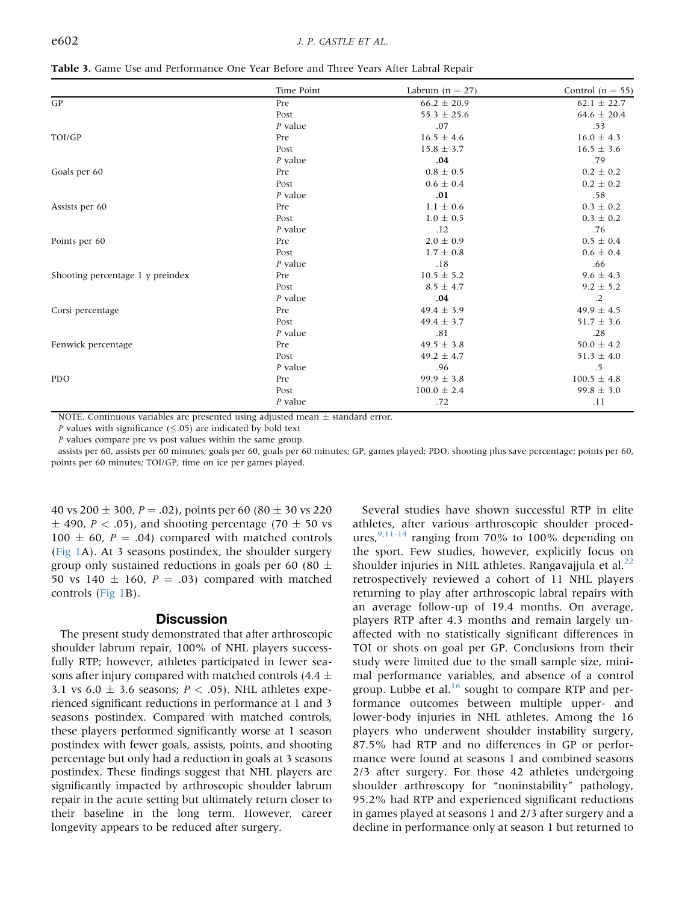**Table 3.** Game Use and Performance One Year Before and Three Years After Labral Repair

| | Time Point | Labrum (n = 27) | Control (n = 55) |
|---|---|---|---|
| GP | Pre | 66.2 ± 20.9 | 62.1 ± 22.7 |
| | Post | 55.3 ± 25.6 | 64.6 ± 20.4 |
| | *P* value | .07 | .53 |
| TOI/GP | Pre | 16.5 ± 4.6 | 16.0 ± 4.3 |
| | Post | 15.8 ± 3.7 | 16.5 ± 3.6 |
| | *P* value | **.04** | .79 |
| Goals per 60 | Pre | 0.8 ± 0.5 | 0.2 ± 0.2 |
| | Post | 0.6 ± 0.4 | 0.2 ± 0.2 |
| | *P* value | **.01** | .58 |
| Assists per 60 | Pre | 1.1 ± 0.6 | 0.3 ± 0.2 |
| | Post | 1.0 ± 0.5 | 0.3 ± 0.2 |
| | *P* value | .12 | .76 |
| Points per 60 | Pre | 2.0 ± 0.9 | 0.5 ± 0.4 |
| | Post | 1.7 ± 0.8 | 0.6 ± 0.4 |
| | *P* value | .18 | .66 |
| Shooting percentage 1 y preindex | Pre | 10.5 ± 5.2 | 9.6 ± 4.3 |
| | Post | 8.5 ± 4.7 | 9.2 ± 5.2 |
| | *P* value | **.04** | .2 |
| Corsi percentage | Pre | 49.4 ± 3.9 | 49.9 ± 4.5 |
| | Post | 49.4 ± 3.7 | 51.7 ± 3.6 |
| | *P* value | .81 | .28 |
| Fenwick percentage | Pre | 49.5 ± 3.8 | 50.0 ± 4.2 |
| | Post | 49.2 ± 4.7 | 51.3 ± 4.0 |
| | *P* value | .96 | .5 |
| PDO | Pre | 99.9 ± 3.8 | 100.5 ± 4.8 |
| | Post | 100.0 ± 2.4 | 99.8 ± 3.0 |
| | *P* value | .72 | .11 |

NOTE. Continuous variables are presented using adjusted mean ± standard error.
*P* values with significance (≤.05) are indicated by bold text
*P* values compare pre vs post values within the same group.
assists per 60, assists per 60 minutes; goals per 60, goals per 60 minutes; GP, games played; PDO, shooting plus save percentage; points per 60, points per 60 minutes; TOI/GP, time on ice per games played.

40 vs 200 ± 300, $P = .02$), points per 60 (80 ± 30 vs 220 ± 490, $P < .05$), and shooting percentage (70 ± 50 vs 100 ± 60, $P = .04$) compared with matched controls (Fig 1A). At 3 seasons postindex, the shoulder surgery group only sustained reductions in goals per 60 (80 ± 50 vs 140 ± 160, $P = .03$) compared with matched controls (Fig 1B).

## Discussion

The present study demonstrated that after arthroscopic shoulder labrum repair, 100% of NHL players successfully RTP; however, athletes participated in fewer seasons after injury compared with matched controls (4.4 ± 3.1 vs 6.0 ± 3.6 seasons; $P < .05$). NHL athletes experienced significant reductions in performance at 1 and 3 seasons postindex. Compared with matched controls, these players performed significantly worse at 1 season postindex with fewer goals, assists, points, and shooting percentage but only had a reduction in goals at 3 seasons postindex. These findings suggest that NHL players are significantly impacted by arthroscopic shoulder labrum repair in the acute setting but ultimately return closer to their baseline in the long term. However, career longevity appears to be reduced after surgery.

Several studies have shown successful RTP in elite athletes, after various arthroscopic shoulder procedures,[9,11-14] ranging from 70% to 100% depending on the sport. Few studies, however, explicitly focus on shoulder injuries in NHL athletes. Rangavajjula et al.[22] retrospectively reviewed a cohort of 11 NHL players returning to play after arthroscopic labral repairs with an average follow-up of 19.4 months. On average, players RTP after 4.3 months and remain largely unaffected with no statistically significant differences in TOI or shots on goal per GP. Conclusions from their study were limited due to the small sample size, minimal performance variables, and absence of a control group. Lubbe et al.[16] sought to compare RTP and performance outcomes between multiple upper- and lower-body injuries in NHL athletes. Among the 16 players who underwent shoulder instability surgery, 87.5% had RTP and no differences in GP or performance were found at seasons 1 and combined seasons 2/3 after surgery. For those 42 athletes undergoing shoulder arthroscopy for "noninstability" pathology, 95.2% had RTP and experienced significant reductions in games played at seasons 1 and 2/3 after surgery and a decline in performance only at season 1 but returned to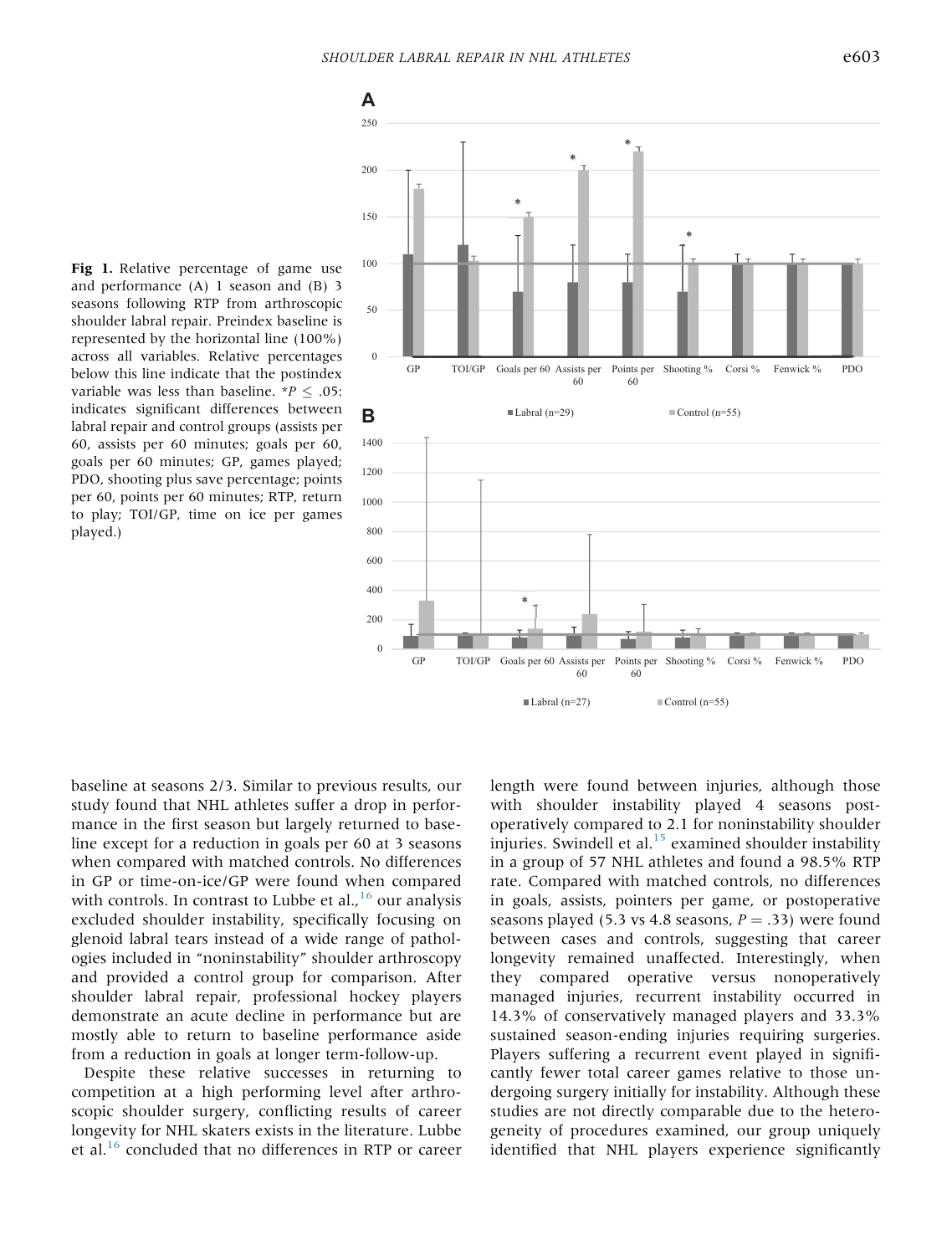**Fig 1.** Relative percentage of game use and performance (A) 1 season and (B) 3 seasons following RTP from arthroscopic shoulder labral repair. Preindex baseline is represented by the horizontal line (100%) across all variables. Relative percentages below this line indicate that the postindex variable was less than baseline. *$P \leq .05$: indicates significant differences between labral repair and control groups (assists per 60, assists per 60 minutes; goals per 60, goals per 60 minutes; GP, games played; PDO, shooting plus save percentage; points per 60, points per 60 minutes; RTP, return to play; TOI/GP, time on ice per games played.)

baseline at seasons 2/3. Similar to previous results, our study found that NHL athletes suffer a drop in performance in the first season but largely returned to baseline except for a reduction in goals per 60 at 3 seasons when compared with matched controls. No differences in GP or time-on-ice/GP were found when compared with controls. In contrast to Lubbe et al.,[16] our analysis excluded shoulder instability, specifically focusing on glenoid labral tears instead of a wide range of pathologies included in "noninstability" shoulder arthroscopy and provided a control group for comparison. After shoulder labral repair, professional hockey players demonstrate an acute decline in performance but are mostly able to return to baseline performance aside from a reduction in goals at longer term-follow-up.

Despite these relative successes in returning to competition at a high performing level after arthroscopic shoulder surgery, conflicting results of career longevity for NHL skaters exists in the literature. Lubbe et al.[16] concluded that no differences in RTP or career length were found between injuries, although those with shoulder instability played 4 seasons postoperatively compared to 2.1 for noninstability shoulder injuries. Swindell et al.[15] examined shoulder instability in a group of 57 NHL athletes and found a 98.5% RTP rate. Compared with matched controls, no differences in goals, assists, pointers per game, or postoperative seasons played (5.3 vs 4.8 seasons, $P = .33$) were found between cases and controls, suggesting that career longevity remained unaffected. Interestingly, when they compared operative versus nonoperatively managed injuries, recurrent instability occurred in 14.3% of conservatively managed players and 33.3% sustained season-ending injuries requiring surgeries. Players suffering a recurrent event played in significantly fewer total career games relative to those undergoing surgery initially for instability. Although these studies are not directly comparable due to the heterogeneity of procedures examined, our group uniquely identified that NHL players experience significantly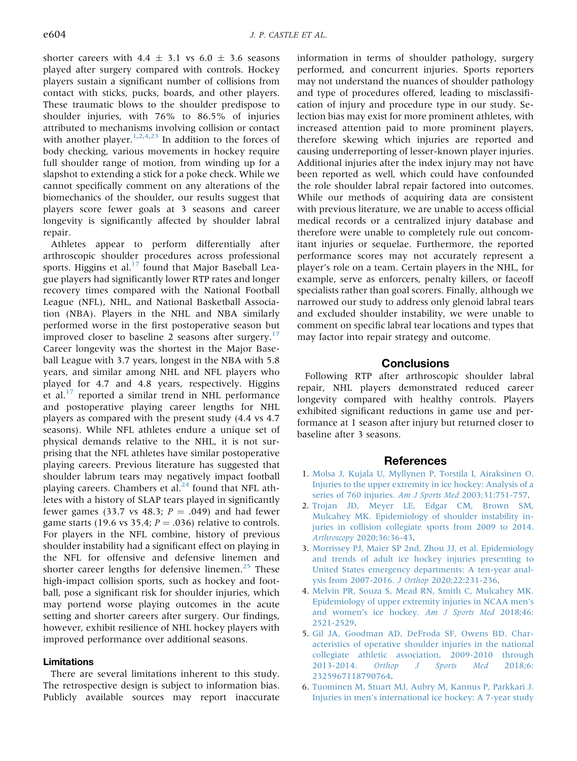shorter careers with 4.4 ± 3.1 vs 6.0 ± 3.6 seasons played after surgery compared with controls. Hockey players sustain a significant number of collisions from contact with sticks, pucks, boards, and other players. These traumatic blows to the shoulder predispose to shoulder injuries, with 76% to 86.5% of injuries attributed to mechanisms involving collision or contact with another player.[1,2,4,23] In addition to the forces of body checking, various movements in hockey require full shoulder range of motion, from winding up for a slapshot to extending a stick for a poke check. While we cannot specifically comment on any alterations of the biomechanics of the shoulder, our results suggest that players score fewer goals at 3 seasons and career longevity is significantly affected by shoulder labral repair.

Athletes appear to perform differentially after arthroscopic shoulder procedures across professional sports. Higgins et al.[17] found that Major Baseball League players had significantly lower RTP rates and longer recovery times compared with the National Football League (NFL), NHL, and National Basketball Association (NBA). Players in the NHL and NBA similarly performed worse in the first postoperative season but improved closer to baseline 2 seasons after surgery.[17] Career longevity was the shortest in the Major Baseball League with 3.7 years, longest in the NBA with 5.8 years, and similar among NHL and NFL players who played for 4.7 and 4.8 years, respectively. Higgins et al.[17] reported a similar trend in NHL performance and postoperative playing career lengths for NHL players as compared with the present study (4.4 vs 4.7 seasons). While NFL athletes endure a unique set of physical demands relative to the NHL, it is not surprising that the NFL athletes have similar postoperative playing careers. Previous literature has suggested that shoulder labrum tears may negatively impact football playing careers. Chambers et al.[24] found that NFL athletes with a history of SLAP tears played in significantly fewer games (33.7 vs 48.3; $P = .049$) and had fewer game starts (19.6 vs 35.4; $P = .036$) relative to controls. For players in the NFL combine, history of previous shoulder instability had a significant effect on playing in the NFL for offensive and defensive linemen and shorter career lengths for defensive linemen.[25] These high-impact collision sports, such as hockey and football, pose a significant risk for shoulder injuries, which may portend worse playing outcomes in the acute setting and shorter careers after surgery. Our findings, however, exhibit resilience of NHL hockey players with improved performance over additional seasons.

### Limitations

There are several limitations inherent to this study. The retrospective design is subject to information bias. Publicly available sources may report inaccurate information in terms of shoulder pathology, surgery performed, and concurrent injuries. Sports reporters may not understand the nuances of shoulder pathology and type of procedures offered, leading to misclassification of injury and procedure type in our study. Selection bias may exist for more prominent athletes, with increased attention paid to more prominent players, therefore skewing which injuries are reported and causing underreporting of lesser-known player injuries. Additional injuries after the index injury may not have been reported as well, which could have confounded the role shoulder labral repair factored into outcomes. While our methods of acquiring data are consistent with previous literature, we are unable to access official medical records or a centralized injury database and therefore were unable to completely rule out concomitant injuries or sequelae. Furthermore, the reported performance scores may not accurately represent a player's role on a team. Certain players in the NHL, for example, serve as enforcers, penalty killers, or faceoff specialists rather than goal scorers. Finally, although we narrowed our study to address only glenoid labral tears and excluded shoulder instability, we were unable to comment on specific labral tear locations and types that may factor into repair strategy and outcome.

## Conclusions

Following RTP after arthroscopic shoulder labral repair, NHL players demonstrated reduced career longevity compared with healthy controls. Players exhibited significant reductions in game use and performance at 1 season after injury but returned closer to baseline after 3 seasons.

## References

1. Molsa J, Kujala U, Myllynen P, Torstila I, Airaksinen O. Injuries to the upper extremity in ice hockey: Analysis of a series of 760 injuries. *Am J Sports Med* 2003;31:751-757.
2. Trojan JD, Meyer LE, Edgar CM, Brown SM, Mulcahey MK. Epidemiology of shoulder instability injuries in collision collegiate sports from 2009 to 2014. *Arthroscopy* 2020;36:36-43.
3. Morrissey PJ, Maier SP 2nd, Zhou JJ, et al. Epidemiology and trends of adult ice hockey injuries presenting to United States emergency departments: A ten-year analysis from 2007-2016. *J Orthop* 2020;22:231-236.
4. Melvin PR, Souza S, Mead RN, Smith C, Mulcahey MK. Epidemiology of upper extremity injuries in NCAA men's and women's ice hockey. *Am J Sports Med* 2018;46:2521-2529.
5. Gil JA, Goodman AD, DeFroda SF, Owens BD. Characteristics of operative shoulder injuries in the national collegiate athletic association, 2009-2010 through 2013-2014. *Orthop J Sports Med* 2018;6:2325967118790764.
6. Tuominen M, Stuart MJ, Aubry M, Kannus P, Parkkari J. Injuries in men's international ice hockey: A 7-year study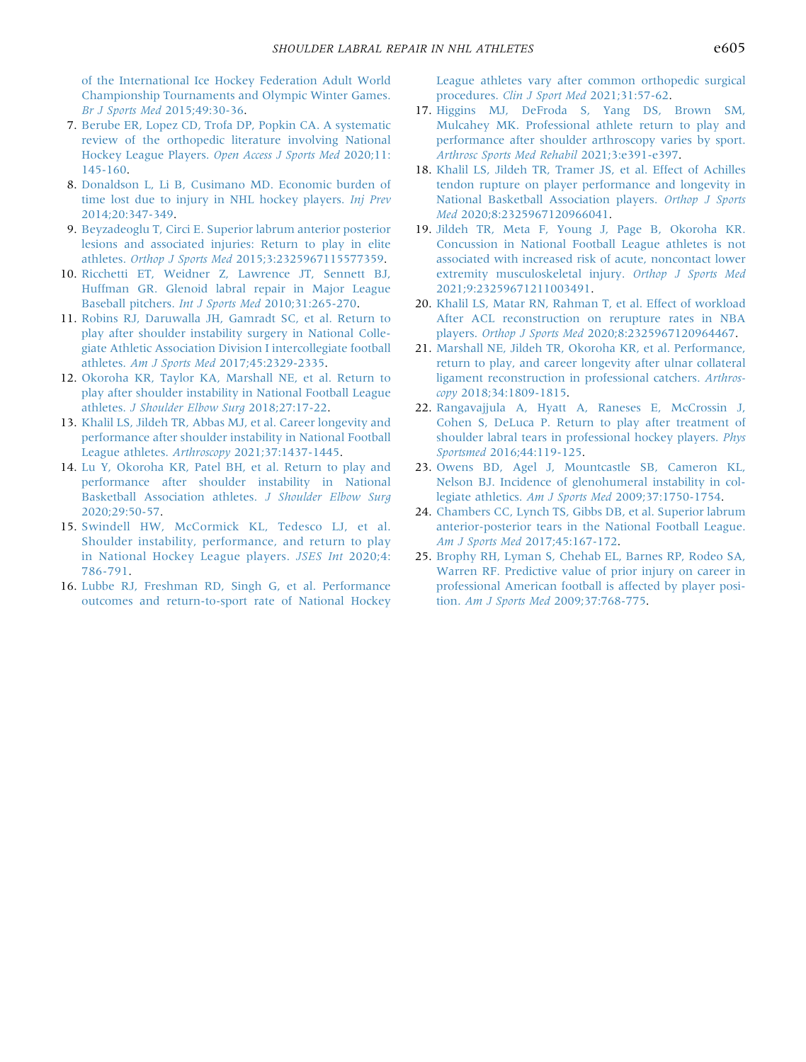of the International Ice Hockey Federation Adult World Championship Tournaments and Olympic Winter Games. *Br J Sports Med* 2015;49:30-36.

7. Berube ER, Lopez CD, Trofa DP, Popkin CA. A systematic review of the orthopedic literature involving National Hockey League Players. *Open Access J Sports Med* 2020;11: 145-160.
8. Donaldson L, Li B, Cusimano MD. Economic burden of time lost due to injury in NHL hockey players. *Inj Prev* 2014;20:347-349.
9. Beyzadeoglu T, Circi E. Superior labrum anterior posterior lesions and associated injuries: Return to play in elite athletes. *Orthop J Sports Med* 2015;3:2325967115577359.
10. Ricchetti ET, Weidner Z, Lawrence JT, Sennett BJ, Huffman GR. Glenoid labral repair in Major League Baseball pitchers. *Int J Sports Med* 2010;31:265-270.
11. Robins RJ, Daruwalla JH, Gamradt SC, et al. Return to play after shoulder instability surgery in National Collegiate Athletic Association Division I intercollegiate football athletes. *Am J Sports Med* 2017;45:2329-2335.
12. Okoroha KR, Taylor KA, Marshall NE, et al. Return to play after shoulder instability in National Football League athletes. *J Shoulder Elbow Surg* 2018;27:17-22.
13. Khalil LS, Jildeh TR, Abbas MJ, et al. Career longevity and performance after shoulder instability in National Football League athletes. *Arthroscopy* 2021;37:1437-1445.
14. Lu Y, Okoroha KR, Patel BH, et al. Return to play and performance after shoulder instability in National Basketball Association athletes. *J Shoulder Elbow Surg* 2020;29:50-57.
15. Swindell HW, McCormick KL, Tedesco LJ, et al. Shoulder instability, performance, and return to play in National Hockey League players. *JSES Int* 2020;4: 786-791.
16. Lubbe RJ, Freshman RD, Singh G, et al. Performance outcomes and return-to-sport rate of National Hockey League athletes vary after common orthopedic surgical procedures. *Clin J Sport Med* 2021;31:57-62.
17. Higgins MJ, DeFroda S, Yang DS, Brown SM, Mulcahey MK. Professional athlete return to play and performance after shoulder arthroscopy varies by sport. *Arthrosc Sports Med Rehabil* 2021;3:e391-e397.
18. Khalil LS, Jildeh TR, Tramer JS, et al. Effect of Achilles tendon rupture on player performance and longevity in National Basketball Association players. *Orthop J Sports Med* 2020;8:2325967120966041.
19. Jildeh TR, Meta F, Young J, Page B, Okoroha KR. Concussion in National Football League athletes is not associated with increased risk of acute, noncontact lower extremity musculoskeletal injury. *Orthop J Sports Med* 2021;9:23259671211003491.
20. Khalil LS, Matar RN, Rahman T, et al. Effect of workload After ACL reconstruction on rerupture rates in NBA players. *Orthop J Sports Med* 2020;8:2325967120964467.
21. Marshall NE, Jildeh TR, Okoroha KR, et al. Performance, return to play, and career longevity after ulnar collateral ligament reconstruction in professional catchers. *Arthroscopy* 2018;34:1809-1815.
22. Rangavajjula A, Hyatt A, Raneses E, McCrossin J, Cohen S, DeLuca P. Return to play after treatment of shoulder labral tears in professional hockey players. *Phys Sportsmed* 2016;44:119-125.
23. Owens BD, Agel J, Mountcastle SB, Cameron KL, Nelson BJ. Incidence of glenohumeral instability in collegiate athletics. *Am J Sports Med* 2009;37:1750-1754.
24. Chambers CC, Lynch TS, Gibbs DB, et al. Superior labrum anterior-posterior tears in the National Football League. *Am J Sports Med* 2017;45:167-172.
25. Brophy RH, Lyman S, Chehab EL, Barnes RP, Rodeo SA, Warren RF. Predictive value of prior injury on career in professional American football is affected by player position. *Am J Sports Med* 2009;37:768-775.